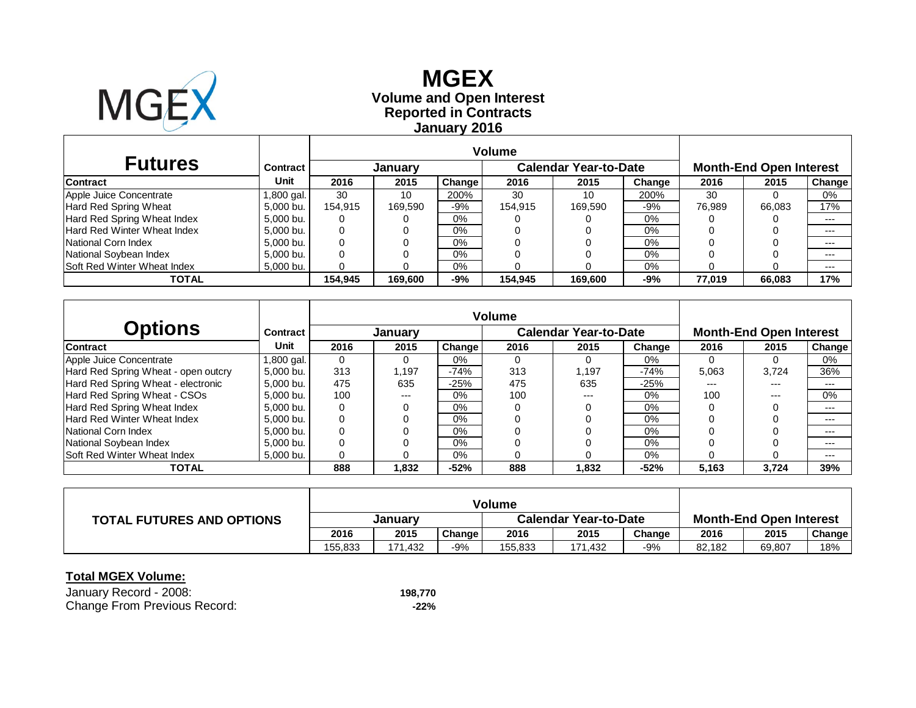# MGEX

## Volume and Open Interest
## Reported in Contracts
## January 2016

| Futures | Contract | Volume | | | | | | Month-End Open Interest | | |
|---|---|---|---|---|---|---|---|---|---|---|
| | | January | | | Calendar Year-to-Date | | | | | |
| Contract | Unit | 2016 | 2015 | Change | 2016 | 2015 | Change | 2016 | 2015 | Change |
| Apple Juice Concentrate | 1,800 gal. | 30 | 10 | 200% | 30 | 10 | 200% | 30 | 0 | 0% |
| Hard Red Spring Wheat | 5,000 bu. | 154,915 | 169,590 | -9% | 154,915 | 169,590 | -9% | 76,989 | 66,083 | 17% |
| Hard Red Spring Wheat Index | 5,000 bu. | 0 | 0 | 0% | 0 | 0 | 0% | 0 | 0 | --- |
| Hard Red Winter Wheat Index | 5,000 bu. | 0 | 0 | 0% | 0 | 0 | 0% | 0 | 0 | --- |
| National Corn Index | 5,000 bu. | 0 | 0 | 0% | 0 | 0 | 0% | 0 | 0 | --- |
| National Soybean Index | 5,000 bu. | 0 | 0 | 0% | 0 | 0 | 0% | 0 | 0 | --- |
| Soft Red Winter Wheat Index | 5,000 bu. | 0 | 0 | 0% | 0 | 0 | 0% | 0 | 0 | --- |
| **TOTAL** | | **154,945** | **169,600** | **-9%** | **154,945** | **169,600** | **-9%** | **77,019** | **66,083** | **17%** |

| Options | Contract | Volume | | | | | | Month-End Open Interest | | |
|---|---|---|---|---|---|---|---|---|---|---|
| | | January | | | Calendar Year-to-Date | | | | | |
| Contract | Unit | 2016 | 2015 | Change | 2016 | 2015 | Change | 2016 | 2015 | Change |
| Apple Juice Concentrate | 1,800 gal. | 0 | 0 | 0% | 0 | 0 | 0% | 0 | 0 | 0% |
| Hard Red Spring Wheat - open outcry | 5,000 bu. | 313 | 1,197 | -74% | 313 | 1,197 | -74% | 5,063 | 3,724 | 36% |
| Hard Red Spring Wheat - electronic | 5,000 bu. | 475 | 635 | -25% | 475 | 635 | -25% | --- | --- | --- |
| Hard Red Spring Wheat - CSOs | 5,000 bu. | 100 | --- | 0% | 100 | --- | 0% | 100 | --- | 0% |
| Hard Red Spring Wheat Index | 5,000 bu. | 0 | 0 | 0% | 0 | 0 | 0% | 0 | 0 | --- |
| Hard Red Winter Wheat Index | 5,000 bu. | 0 | 0 | 0% | 0 | 0 | 0% | 0 | 0 | --- |
| National Corn Index | 5,000 bu. | 0 | 0 | 0% | 0 | 0 | 0% | 0 | 0 | --- |
| National Soybean Index | 5,000 bu. | 0 | 0 | 0% | 0 | 0 | 0% | 0 | 0 | --- |
| Soft Red Winter Wheat Index | 5,000 bu. | 0 | 0 | 0% | 0 | 0 | 0% | 0 | 0 | --- |
| **TOTAL** | | **888** | **1,832** | **-52%** | **888** | **1,832** | **-52%** | **5,163** | **3,724** | **39%** |

| TOTAL FUTURES AND OPTIONS | Volume | | | | | | Month-End Open Interest | | |
|---|---|---|---|---|---|---|---|---|---|
| | January | | | Calendar Year-to-Date | | | | | |
| | 2016 | 2015 | Change | 2016 | 2015 | Change | 2016 | 2015 | Change |
| | 155,833 | 171,432 | -9% | 155,833 | 171,432 | -9% | 82,182 | 69,807 | 18% |

**Total MGEX Volume:**

| | |
|---|---|
| January Record - 2008: | **198,770** |
| Change From Previous Record: | **-22%** |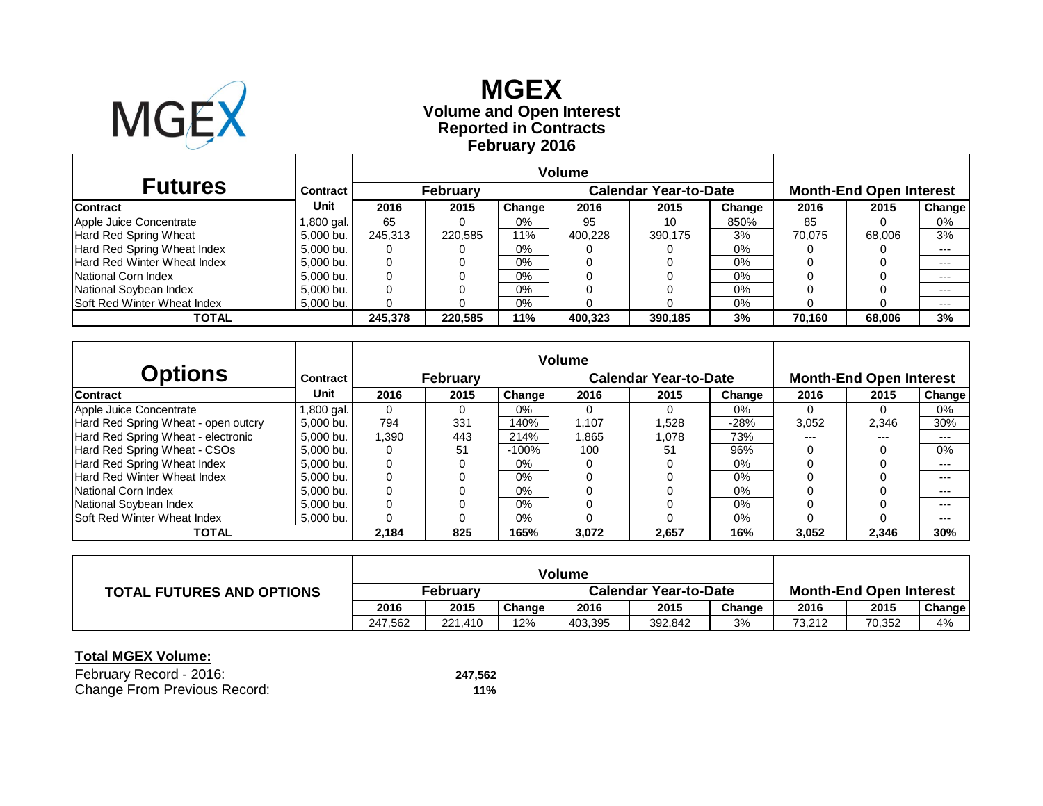# MGEX

## Volume and Open Interest
## Reported in Contracts
## February 2016

| Futures | Contract | Volume | | | | | | Month-End Open Interest | | |
|---|---|---|---|---|---|---|---|---|---|---|
| | | February | | | Calendar Year-to-Date | | | | | |
| Contract | Unit | 2016 | 2015 | Change | 2016 | 2015 | Change | 2016 | 2015 | Change |
| Apple Juice Concentrate | 1,800 gal. | 65 | 0 | 0% | 95 | 10 | 850% | 85 | 0 | 0% |
| Hard Red Spring Wheat | 5,000 bu. | 245,313 | 220,585 | 11% | 400,228 | 390,175 | 3% | 70,075 | 68,006 | 3% |
| Hard Red Spring Wheat Index | 5,000 bu. | 0 | 0 | 0% | 0 | 0 | 0% | 0 | 0 | --- |
| Hard Red Winter Wheat Index | 5,000 bu. | 0 | 0 | 0% | 0 | 0 | 0% | 0 | 0 | --- |
| National Corn Index | 5,000 bu. | 0 | 0 | 0% | 0 | 0 | 0% | 0 | 0 | --- |
| National Soybean Index | 5,000 bu. | 0 | 0 | 0% | 0 | 0 | 0% | 0 | 0 | --- |
| Soft Red Winter Wheat Index | 5,000 bu. | 0 | 0 | 0% | 0 | 0 | 0% | 0 | 0 | --- |
| **TOTAL** | | **245,378** | **220,585** | **11%** | **400,323** | **390,185** | **3%** | **70,160** | **68,006** | **3%** |

| Options | Contract | Volume | | | | | | Month-End Open Interest | | |
|---|---|---|---|---|---|---|---|---|---|---|
| | | February | | | Calendar Year-to-Date | | | | | |
| Contract | Unit | 2016 | 2015 | Change | 2016 | 2015 | Change | 2016 | 2015 | Change |
| Apple Juice Concentrate | 1,800 gal. | 0 | 0 | 0% | 0 | 0 | 0% | 0 | 0 | 0% |
| Hard Red Spring Wheat - open outcry | 5,000 bu. | 794 | 331 | 140% | 1,107 | 1,528 | -28% | 3,052 | 2,346 | 30% |
| Hard Red Spring Wheat - electronic | 5,000 bu. | 1,390 | 443 | 214% | 1,865 | 1,078 | 73% | --- | --- | --- |
| Hard Red Spring Wheat - CSOs | 5,000 bu. | 0 | 51 | -100% | 100 | 51 | 96% | 0 | 0 | 0% |
| Hard Red Spring Wheat Index | 5,000 bu. | 0 | 0 | 0% | 0 | 0 | 0% | 0 | 0 | --- |
| Hard Red Winter Wheat Index | 5,000 bu. | 0 | 0 | 0% | 0 | 0 | 0% | 0 | 0 | --- |
| National Corn Index | 5,000 bu. | 0 | 0 | 0% | 0 | 0 | 0% | 0 | 0 | --- |
| National Soybean Index | 5,000 bu. | 0 | 0 | 0% | 0 | 0 | 0% | 0 | 0 | --- |
| Soft Red Winter Wheat Index | 5,000 bu. | 0 | 0 | 0% | 0 | 0 | 0% | 0 | 0 | --- |
| **TOTAL** | | **2,184** | **825** | **165%** | **3,072** | **2,657** | **16%** | **3,052** | **2,346** | **30%** |

| TOTAL FUTURES AND OPTIONS | Volume | | | | | | Month-End Open Interest | | |
|---|---|---|---|---|---|---|---|---|---|
| | February | | | Calendar Year-to-Date | | | | | |
| | 2016 | 2015 | Change | 2016 | 2015 | Change | 2016 | 2015 | Change |
| | 247,562 | 221,410 | 12% | 403,395 | 392,842 | 3% | 73,212 | 70,352 | 4% |

**Total MGEX Volume:**

February Record - 2016: **247,562**

Change From Previous Record: **11%**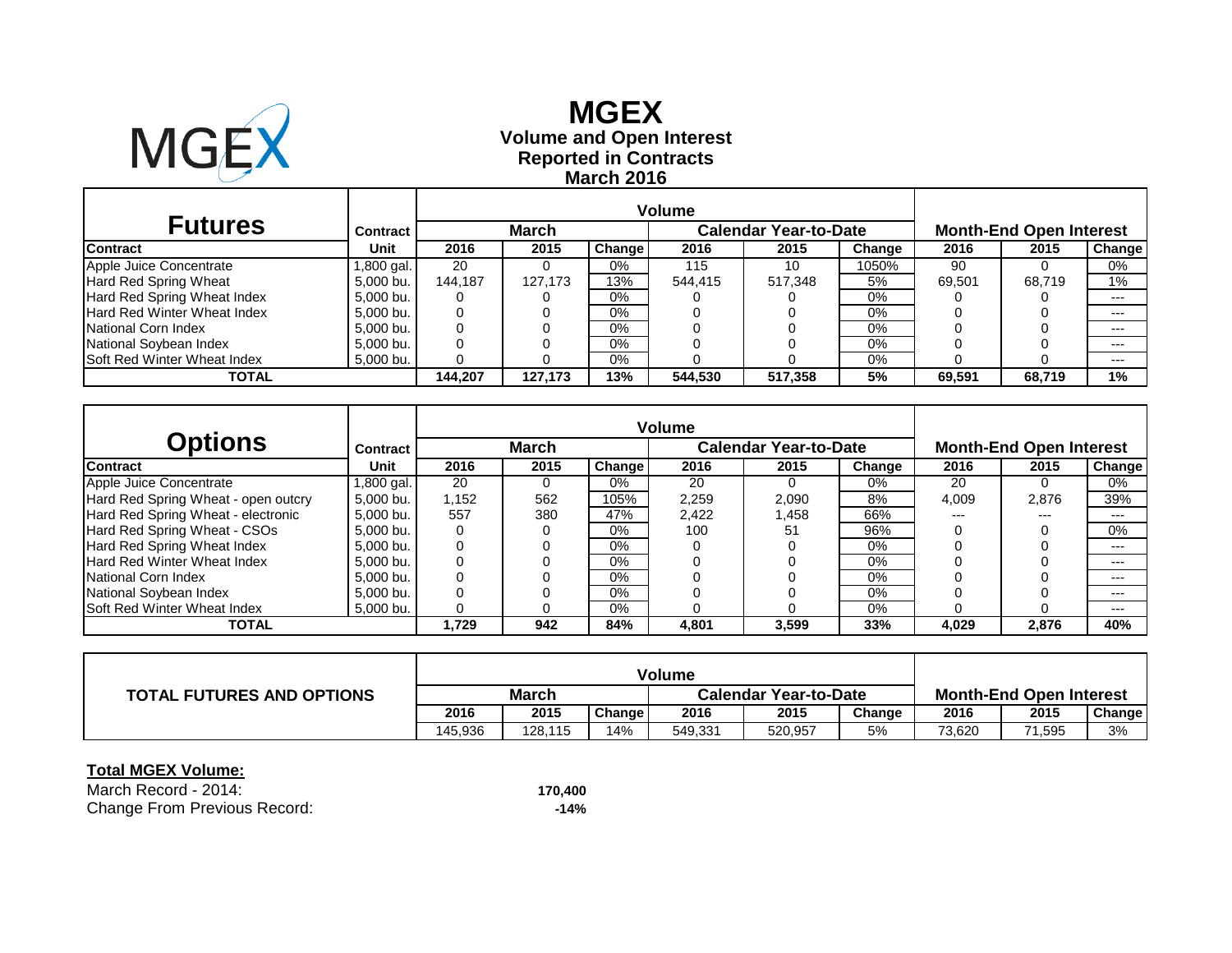# MGEX

**Volume and Open Interest**
**Reported in Contracts**
**March 2016**

| Futures | Contract | Volume | | | | | | Month-End Open Interest | | |
|---|---|---|---|---|---|---|---|---|---|---|
| | | March | | | Calendar Year-to-Date | | | | | |
| **Contract** | **Unit** | **2016** | **2015** | **Change** | **2016** | **2015** | **Change** | **2016** | **2015** | **Change** |
| Apple Juice Concentrate | 1,800 gal. | 20 | 0 | 0% | 115 | 10 | 1050% | 90 | 0 | 0% |
| Hard Red Spring Wheat | 5,000 bu. | 144,187 | 127,173 | 13% | 544,415 | 517,348 | 5% | 69,501 | 68,719 | 1% |
| Hard Red Spring Wheat Index | 5,000 bu. | 0 | 0 | 0% | 0 | 0 | 0% | 0 | 0 | --- |
| Hard Red Winter Wheat Index | 5,000 bu. | 0 | 0 | 0% | 0 | 0 | 0% | 0 | 0 | --- |
| National Corn Index | 5,000 bu. | 0 | 0 | 0% | 0 | 0 | 0% | 0 | 0 | --- |
| National Soybean Index | 5,000 bu. | 0 | 0 | 0% | 0 | 0 | 0% | 0 | 0 | --- |
| Soft Red Winter Wheat Index | 5,000 bu. | 0 | 0 | 0% | 0 | 0 | 0% | 0 | 0 | --- |
| **TOTAL** | | **144,207** | **127,173** | **13%** | **544,530** | **517,358** | **5%** | **69,591** | **68,719** | **1%** |

| Options | Contract | Volume | | | | | | Month-End Open Interest | | |
|---|---|---|---|---|---|---|---|---|---|---|
| | | March | | | Calendar Year-to-Date | | | | | |
| **Contract** | **Unit** | **2016** | **2015** | **Change** | **2016** | **2015** | **Change** | **2016** | **2015** | **Change** |
| Apple Juice Concentrate | 1,800 gal. | 20 | 0 | 0% | 20 | 0 | 0% | 20 | 0 | 0% |
| Hard Red Spring Wheat - open outcry | 5,000 bu. | 1,152 | 562 | 105% | 2,259 | 2,090 | 8% | 4,009 | 2,876 | 39% |
| Hard Red Spring Wheat - electronic | 5,000 bu. | 557 | 380 | 47% | 2,422 | 1,458 | 66% | --- | --- | --- |
| Hard Red Spring Wheat - CSOs | 5,000 bu. | 0 | 0 | 0% | 100 | 51 | 96% | 0 | 0 | 0% |
| Hard Red Spring Wheat Index | 5,000 bu. | 0 | 0 | 0% | 0 | 0 | 0% | 0 | 0 | --- |
| Hard Red Winter Wheat Index | 5,000 bu. | 0 | 0 | 0% | 0 | 0 | 0% | 0 | 0 | --- |
| National Corn Index | 5,000 bu. | 0 | 0 | 0% | 0 | 0 | 0% | 0 | 0 | --- |
| National Soybean Index | 5,000 bu. | 0 | 0 | 0% | 0 | 0 | 0% | 0 | 0 | --- |
| Soft Red Winter Wheat Index | 5,000 bu. | 0 | 0 | 0% | 0 | 0 | 0% | 0 | 0 | --- |
| **TOTAL** | | **1,729** | **942** | **84%** | **4,801** | **3,599** | **33%** | **4,029** | **2,876** | **40%** |

| TOTAL FUTURES AND OPTIONS | Volume | | | | | | Month-End Open Interest | | |
|---|---|---|---|---|---|---|---|---|---|
| | March | | | Calendar Year-to-Date | | | | | |
| | **2016** | **2015** | **Change** | **2016** | **2015** | **Change** | **2016** | **2015** | **Change** |
| | 145,936 | 128,115 | 14% | 549,331 | 520,957 | 5% | 73,620 | 71,595 | 3% |

**Total MGEX Volume:**

March Record - 2014: **170,400**

Change From Previous Record: **-14%**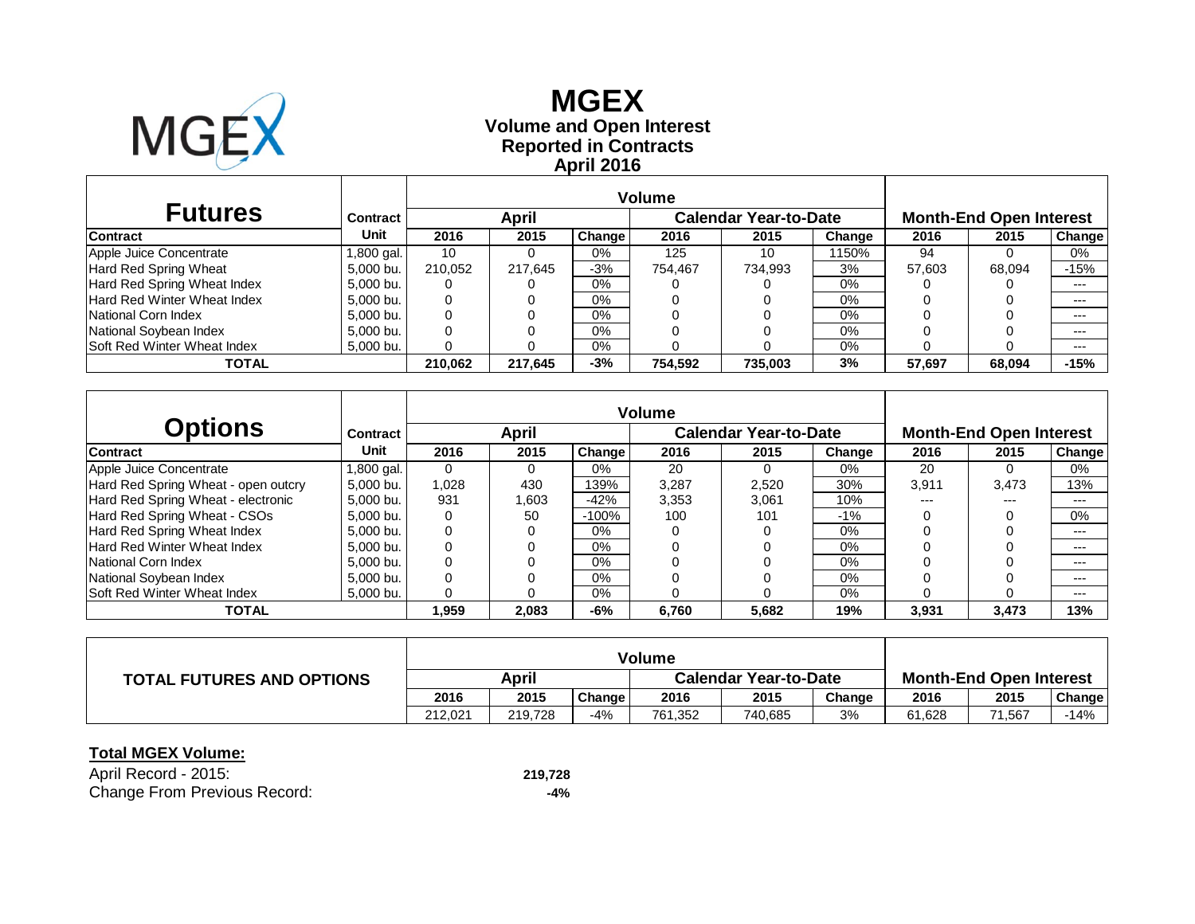# MGEX

## Volume and Open Interest
## Reported in Contracts
## April 2016

| Futures | Contract | Volume | | | | | | Month-End Open Interest | | |
|---|---|---|---|---|---|---|---|---|---|---|
| | | April | | | Calendar Year-to-Date | | | | | |
| Contract | Unit | 2016 | 2015 | Change | 2016 | 2015 | Change | 2016 | 2015 | Change |
| Apple Juice Concentrate | 1,800 gal. | 10 | 0 | 0% | 125 | 10 | 1150% | 94 | 0 | 0% |
| Hard Red Spring Wheat | 5,000 bu. | 210,052 | 217,645 | -3% | 754,467 | 734,993 | 3% | 57,603 | 68,094 | -15% |
| Hard Red Spring Wheat Index | 5,000 bu. | 0 | 0 | 0% | 0 | 0 | 0% | 0 | 0 | --- |
| Hard Red Winter Wheat Index | 5,000 bu. | 0 | 0 | 0% | 0 | 0 | 0% | 0 | 0 | --- |
| National Corn Index | 5,000 bu. | 0 | 0 | 0% | 0 | 0 | 0% | 0 | 0 | --- |
| National Soybean Index | 5,000 bu. | 0 | 0 | 0% | 0 | 0 | 0% | 0 | 0 | --- |
| Soft Red Winter Wheat Index | 5,000 bu. | 0 | 0 | 0% | 0 | 0 | 0% | 0 | 0 | --- |
| **TOTAL** | | **210,062** | **217,645** | **-3%** | **754,592** | **735,003** | **3%** | **57,697** | **68,094** | **-15%** |

| Options | Contract | Volume | | | | | | Month-End Open Interest | | |
|---|---|---|---|---|---|---|---|---|---|---|
| | | April | | | Calendar Year-to-Date | | | | | |
| Contract | Unit | 2016 | 2015 | Change | 2016 | 2015 | Change | 2016 | 2015 | Change |
| Apple Juice Concentrate | 1,800 gal. | 0 | 0 | 0% | 20 | 0 | 0% | 20 | 0 | 0% |
| Hard Red Spring Wheat - open outcry | 5,000 bu. | 1,028 | 430 | 139% | 3,287 | 2,520 | 30% | 3,911 | 3,473 | 13% |
| Hard Red Spring Wheat - electronic | 5,000 bu. | 931 | 1,603 | -42% | 3,353 | 3,061 | 10% | --- | --- | --- |
| Hard Red Spring Wheat - CSOs | 5,000 bu. | 0 | 50 | -100% | 100 | 101 | -1% | 0 | 0 | 0% |
| Hard Red Spring Wheat Index | 5,000 bu. | 0 | 0 | 0% | 0 | 0 | 0% | 0 | 0 | --- |
| Hard Red Winter Wheat Index | 5,000 bu. | 0 | 0 | 0% | 0 | 0 | 0% | 0 | 0 | --- |
| National Corn Index | 5,000 bu. | 0 | 0 | 0% | 0 | 0 | 0% | 0 | 0 | --- |
| National Soybean Index | 5,000 bu. | 0 | 0 | 0% | 0 | 0 | 0% | 0 | 0 | --- |
| Soft Red Winter Wheat Index | 5,000 bu. | 0 | 0 | 0% | 0 | 0 | 0% | 0 | 0 | --- |
| **TOTAL** | | **1,959** | **2,083** | **-6%** | **6,760** | **5,682** | **19%** | **3,931** | **3,473** | **13%** |

| TOTAL FUTURES AND OPTIONS | Volume | | | | | | Month-End Open Interest | | |
|---|---|---|---|---|---|---|---|---|---|
| | April | | | Calendar Year-to-Date | | | | | |
| | 2016 | 2015 | Change | 2016 | 2015 | Change | 2016 | 2015 | Change |
| | 212,021 | 219,728 | -4% | 761,352 | 740,685 | 3% | 61,628 | 71,567 | -14% |

**Total MGEX Volume:**

April Record - 2015: **219,728**

Change From Previous Record: **-4%**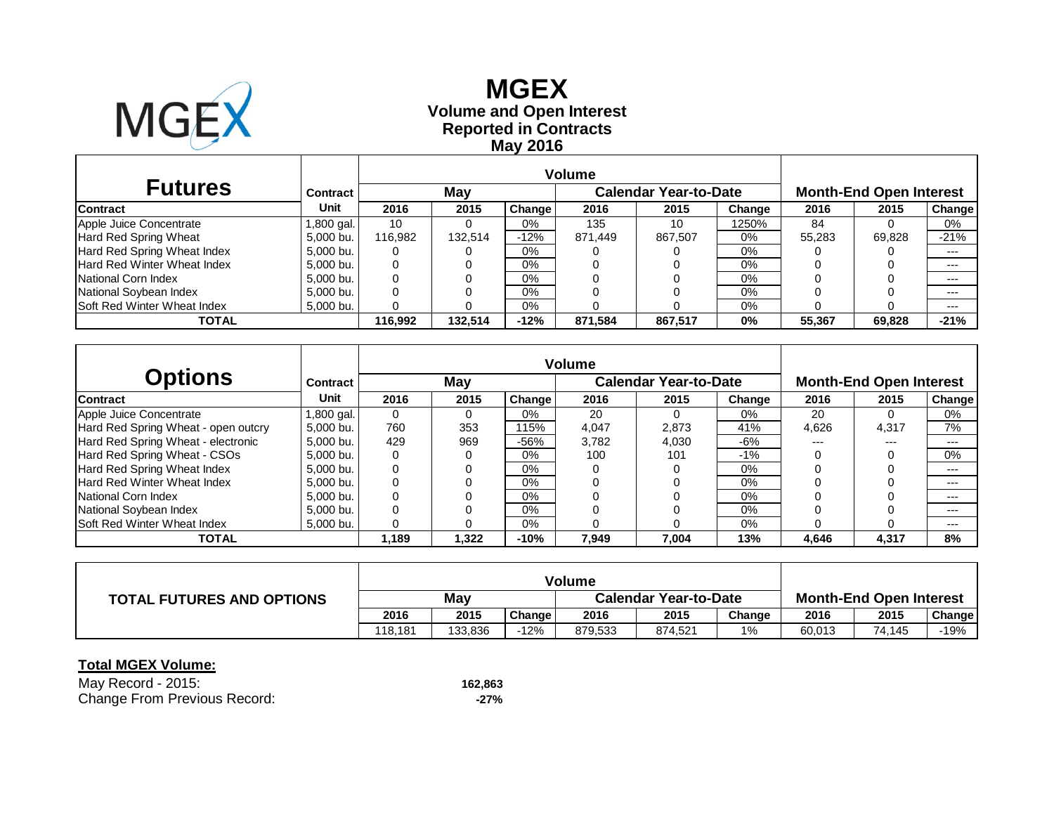# MGEX

## Volume and Open Interest
## Reported in Contracts
## May 2016

| Futures | Contract | Volume | | | | | | Month-End Open Interest | | |
|---|---|---|---|---|---|---|---|---|---|---|
| | | May | | | Calendar Year-to-Date | | | | | |
| Contract | Unit | 2016 | 2015 | Change | 2016 | 2015 | Change | 2016 | 2015 | Change |
| Apple Juice Concentrate | 1,800 gal. | 10 | 0 | 0% | 135 | 10 | 1250% | 84 | 0 | 0% |
| Hard Red Spring Wheat | 5,000 bu. | 116,982 | 132,514 | -12% | 871,449 | 867,507 | 0% | 55,283 | 69,828 | -21% |
| Hard Red Spring Wheat Index | 5,000 bu. | 0 | 0 | 0% | 0 | 0 | 0% | 0 | 0 | --- |
| Hard Red Winter Wheat Index | 5,000 bu. | 0 | 0 | 0% | 0 | 0 | 0% | 0 | 0 | --- |
| National Corn Index | 5,000 bu. | 0 | 0 | 0% | 0 | 0 | 0% | 0 | 0 | --- |
| National Soybean Index | 5,000 bu. | 0 | 0 | 0% | 0 | 0 | 0% | 0 | 0 | --- |
| Soft Red Winter Wheat Index | 5,000 bu. | 0 | 0 | 0% | 0 | 0 | 0% | 0 | 0 | --- |
| **TOTAL** | | **116,992** | **132,514** | **-12%** | **871,584** | **867,517** | **0%** | **55,367** | **69,828** | **-21%** |

| Options | Contract | Volume | | | | | | Month-End Open Interest | | |
|---|---|---|---|---|---|---|---|---|---|---|
| | | May | | | Calendar Year-to-Date | | | | | |
| Contract | Unit | 2016 | 2015 | Change | 2016 | 2015 | Change | 2016 | 2015 | Change |
| Apple Juice Concentrate | 1,800 gal. | 0 | 0 | 0% | 20 | 0 | 0% | 20 | 0 | 0% |
| Hard Red Spring Wheat - open outcry | 5,000 bu. | 760 | 353 | 115% | 4,047 | 2,873 | 41% | 4,626 | 4,317 | 7% |
| Hard Red Spring Wheat - electronic | 5,000 bu. | 429 | 969 | -56% | 3,782 | 4,030 | -6% | --- | --- | --- |
| Hard Red Spring Wheat - CSOs | 5,000 bu. | 0 | 0 | 0% | 100 | 101 | -1% | 0 | 0 | 0% |
| Hard Red Spring Wheat Index | 5,000 bu. | 0 | 0 | 0% | 0 | 0 | 0% | 0 | 0 | --- |
| Hard Red Winter Wheat Index | 5,000 bu. | 0 | 0 | 0% | 0 | 0 | 0% | 0 | 0 | --- |
| National Corn Index | 5,000 bu. | 0 | 0 | 0% | 0 | 0 | 0% | 0 | 0 | --- |
| National Soybean Index | 5,000 bu. | 0 | 0 | 0% | 0 | 0 | 0% | 0 | 0 | --- |
| Soft Red Winter Wheat Index | 5,000 bu. | 0 | 0 | 0% | 0 | 0 | 0% | 0 | 0 | --- |
| **TOTAL** | | **1,189** | **1,322** | **-10%** | **7,949** | **7,004** | **13%** | **4,646** | **4,317** | **8%** |

| TOTAL FUTURES AND OPTIONS | Volume | | | | | | Month-End Open Interest | | |
|---|---|---|---|---|---|---|---|---|---|
| | May | | | Calendar Year-to-Date | | | | | |
| | 2016 | 2015 | Change | 2016 | 2015 | Change | 2016 | 2015 | Change |
| | 118,181 | 133,836 | -12% | 879,533 | 874,521 | 1% | 60,013 | 74,145 | -19% |

**Total MGEX Volume:**

May Record - 2015: **162,863**

Change From Previous Record: **-27%**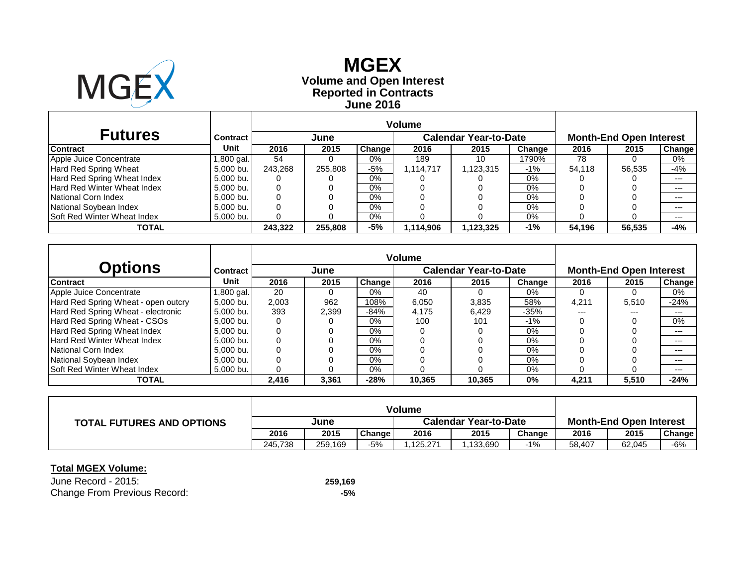# MGEX

## Volume and Open Interest
## Reported in Contracts
## June 2016

| Futures | Contract | Volume | | | | | | Month-End Open Interest | | |
|---|---|---|---|---|---|---|---|---|---|---|
| | | June | | | Calendar Year-to-Date | | | | | |
| Contract | Unit | 2016 | 2015 | Change | 2016 | 2015 | Change | 2016 | 2015 | Change |
| Apple Juice Concentrate | 1,800 gal. | 54 | 0 | 0% | 189 | 10 | 1790% | 78 | 0 | 0% |
| Hard Red Spring Wheat | 5,000 bu. | 243,268 | 255,808 | -5% | 1,114,717 | 1,123,315 | -1% | 54,118 | 56,535 | -4% |
| Hard Red Spring Wheat Index | 5,000 bu. | 0 | 0 | 0% | 0 | 0 | 0% | 0 | 0 | --- |
| Hard Red Winter Wheat Index | 5,000 bu. | 0 | 0 | 0% | 0 | 0 | 0% | 0 | 0 | --- |
| National Corn Index | 5,000 bu. | 0 | 0 | 0% | 0 | 0 | 0% | 0 | 0 | --- |
| National Soybean Index | 5,000 bu. | 0 | 0 | 0% | 0 | 0 | 0% | 0 | 0 | --- |
| Soft Red Winter Wheat Index | 5,000 bu. | 0 | 0 | 0% | 0 | 0 | 0% | 0 | 0 | --- |
| **TOTAL** | | **243,322** | **255,808** | **-5%** | **1,114,906** | **1,123,325** | **-1%** | **54,196** | **56,535** | **-4%** |

| Options | Contract | Volume | | | | | | Month-End Open Interest | | |
|---|---|---|---|---|---|---|---|---|---|---|
| | | June | | | Calendar Year-to-Date | | | | | |
| Contract | Unit | 2016 | 2015 | Change | 2016 | 2015 | Change | 2016 | 2015 | Change |
| Apple Juice Concentrate | 1,800 gal. | 20 | 0 | 0% | 40 | 0 | 0% | 0 | 0 | 0% |
| Hard Red Spring Wheat - open outcry | 5,000 bu. | 2,003 | 962 | 108% | 6,050 | 3,835 | 58% | 4,211 | 5,510 | -24% |
| Hard Red Spring Wheat - electronic | 5,000 bu. | 393 | 2,399 | -84% | 4,175 | 6,429 | -35% | --- | --- | --- |
| Hard Red Spring Wheat - CSOs | 5,000 bu. | 0 | 0 | 0% | 100 | 101 | -1% | 0 | 0 | 0% |
| Hard Red Spring Wheat Index | 5,000 bu. | 0 | 0 | 0% | 0 | 0 | 0% | 0 | 0 | --- |
| Hard Red Winter Wheat Index | 5,000 bu. | 0 | 0 | 0% | 0 | 0 | 0% | 0 | 0 | --- |
| National Corn Index | 5,000 bu. | 0 | 0 | 0% | 0 | 0 | 0% | 0 | 0 | --- |
| National Soybean Index | 5,000 bu. | 0 | 0 | 0% | 0 | 0 | 0% | 0 | 0 | --- |
| Soft Red Winter Wheat Index | 5,000 bu. | 0 | 0 | 0% | 0 | 0 | 0% | 0 | 0 | --- |
| **TOTAL** | | **2,416** | **3,361** | **-28%** | **10,365** | **10,365** | **0%** | **4,211** | **5,510** | **-24%** |

| TOTAL FUTURES AND OPTIONS | Volume | | | | | | Month-End Open Interest | | |
|---|---|---|---|---|---|---|---|---|---|
| | June | | | Calendar Year-to-Date | | | | | |
| | 2016 | 2015 | Change | 2016 | 2015 | Change | 2016 | 2015 | Change |
| | 245,738 | 259,169 | -5% | 1,125,271 | 1,133,690 | -1% | 58,407 | 62,045 | -6% |

**Total MGEX Volume:**

June Record - 2015: **259,169**

Change From Previous Record: **-5%**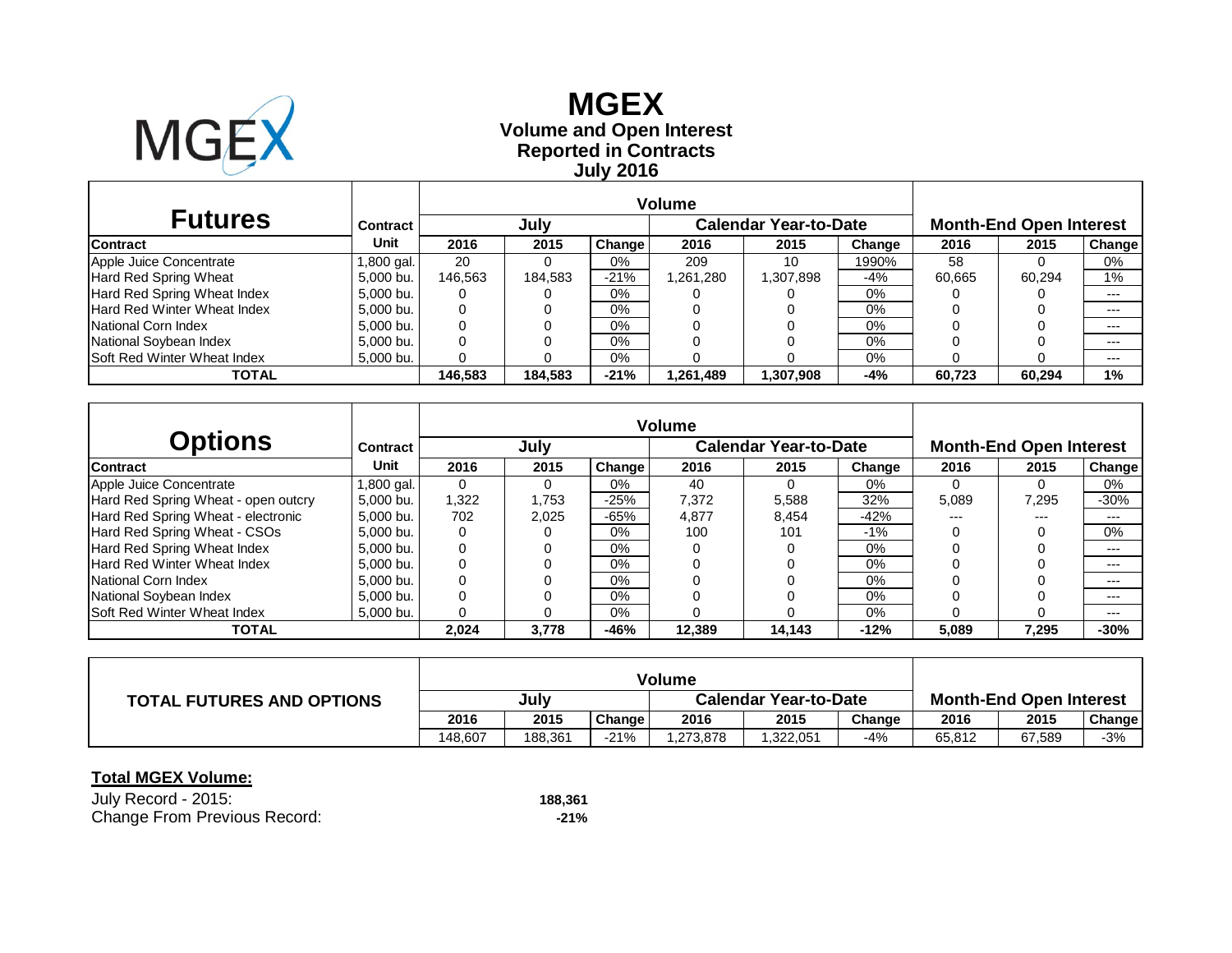# MGEX

### Volume and Open Interest
### Reported in Contracts
### July 2016

| Futures | Contract | Volume | | | | | | Month-End Open Interest | | |
|---|---|---|---|---|---|---|---|---|---|---|
| | | July | | | Calendar Year-to-Date | | | | | |
| Contract | Unit | 2016 | 2015 | Change | 2016 | 2015 | Change | 2016 | 2015 | Change |
| Apple Juice Concentrate | 1,800 gal. | 20 | 0 | 0% | 209 | 10 | 1990% | 58 | 0 | 0% |
| Hard Red Spring Wheat | 5,000 bu. | 146,563 | 184,583 | -21% | 1,261,280 | 1,307,898 | -4% | 60,665 | 60,294 | 1% |
| Hard Red Spring Wheat Index | 5,000 bu. | 0 | 0 | 0% | 0 | 0 | 0% | 0 | 0 | --- |
| Hard Red Winter Wheat Index | 5,000 bu. | 0 | 0 | 0% | 0 | 0 | 0% | 0 | 0 | --- |
| National Corn Index | 5,000 bu. | 0 | 0 | 0% | 0 | 0 | 0% | 0 | 0 | --- |
| National Soybean Index | 5,000 bu. | 0 | 0 | 0% | 0 | 0 | 0% | 0 | 0 | --- |
| Soft Red Winter Wheat Index | 5,000 bu. | 0 | 0 | 0% | 0 | 0 | 0% | 0 | 0 | --- |
| **TOTAL** | | **146,583** | **184,583** | **-21%** | **1,261,489** | **1,307,908** | **-4%** | **60,723** | **60,294** | **1%** |

| Options | Contract | Volume | | | | | | Month-End Open Interest | | |
|---|---|---|---|---|---|---|---|---|---|---|
| | | July | | | Calendar Year-to-Date | | | | | |
| Contract | Unit | 2016 | 2015 | Change | 2016 | 2015 | Change | 2016 | 2015 | Change |
| Apple Juice Concentrate | 1,800 gal. | 0 | 0 | 0% | 40 | 0 | 0% | 0 | 0 | 0% |
| Hard Red Spring Wheat - open outcry | 5,000 bu. | 1,322 | 1,753 | -25% | 7,372 | 5,588 | 32% | 5,089 | 7,295 | -30% |
| Hard Red Spring Wheat - electronic | 5,000 bu. | 702 | 2,025 | -65% | 4,877 | 8,454 | -42% | --- | --- | --- |
| Hard Red Spring Wheat - CSOs | 5,000 bu. | 0 | 0 | 0% | 100 | 101 | -1% | 0 | 0 | 0% |
| Hard Red Spring Wheat Index | 5,000 bu. | 0 | 0 | 0% | 0 | 0 | 0% | 0 | 0 | --- |
| Hard Red Winter Wheat Index | 5,000 bu. | 0 | 0 | 0% | 0 | 0 | 0% | 0 | 0 | --- |
| National Corn Index | 5,000 bu. | 0 | 0 | 0% | 0 | 0 | 0% | 0 | 0 | --- |
| National Soybean Index | 5,000 bu. | 0 | 0 | 0% | 0 | 0 | 0% | 0 | 0 | --- |
| Soft Red Winter Wheat Index | 5,000 bu. | 0 | 0 | 0% | 0 | 0 | 0% | 0 | 0 | --- |
| **TOTAL** | | **2,024** | **3,778** | **-46%** | **12,389** | **14,143** | **-12%** | **5,089** | **7,295** | **-30%** |

| TOTAL FUTURES AND OPTIONS | Volume | | | | | | Month-End Open Interest | | |
|---|---|---|---|---|---|---|---|---|---|
| | July | | | Calendar Year-to-Date | | | | | |
| | 2016 | 2015 | Change | 2016 | 2015 | Change | 2016 | 2015 | Change |
| | 148,607 | 188,361 | -21% | 1,273,878 | 1,322,051 | -4% | 65,812 | 67,589 | -3% |

**Total MGEX Volume:**

| | |
|---|---|
| July Record - 2015: | **188,361** |
| Change From Previous Record: | **-21%** |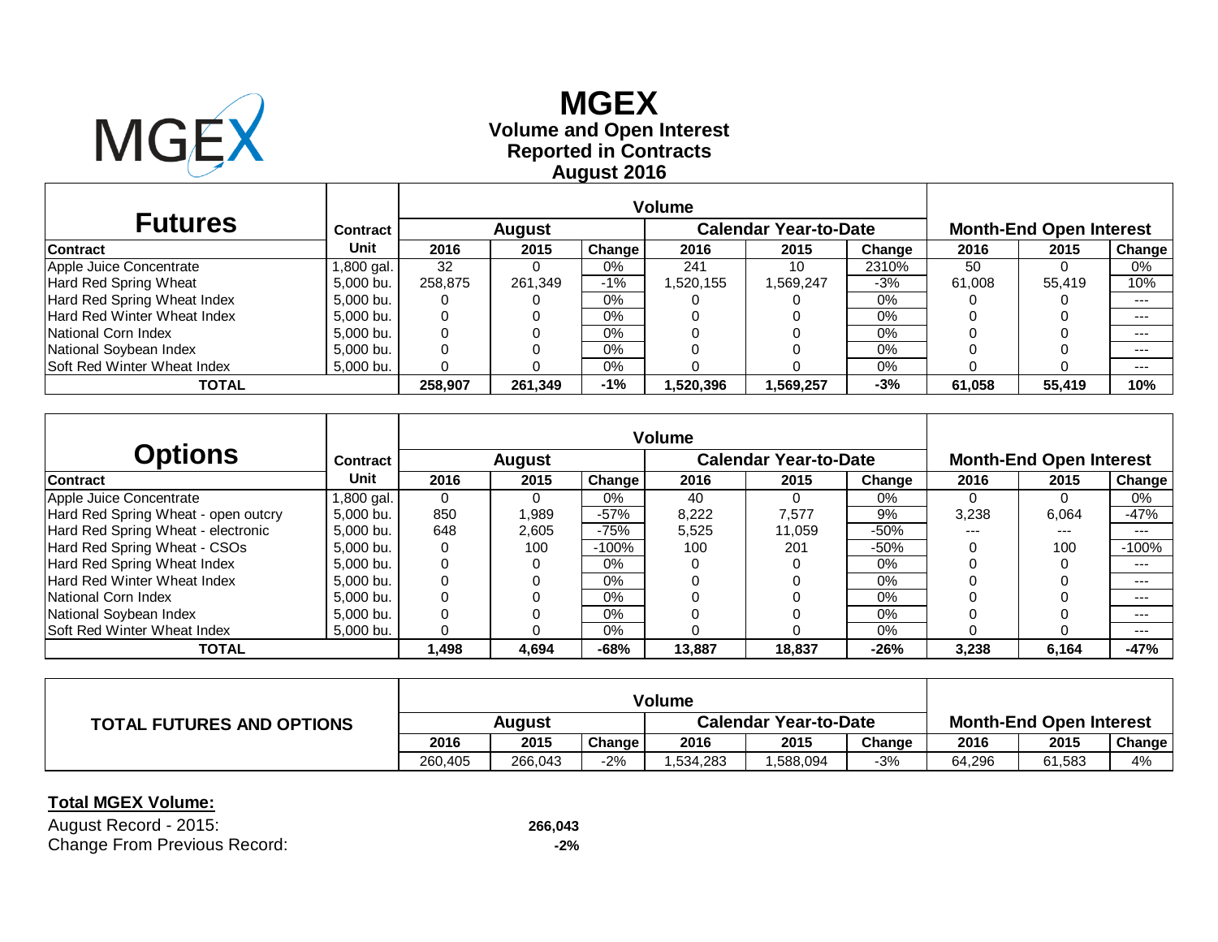# MGEX

## Volume and Open Interest
## Reported in Contracts
## August 2016

| Futures | Contract | Volume | | | | | | Month-End Open Interest | | |
|---|---|---|---|---|---|---|---|---|---|---|
| | | August | | | Calendar Year-to-Date | | | | | |
| Contract | Unit | 2016 | 2015 | Change | 2016 | 2015 | Change | 2016 | 2015 | Change |
| Apple Juice Concentrate | 1,800 gal. | 32 | 0 | 0% | 241 | 10 | 2310% | 50 | 0 | 0% |
| Hard Red Spring Wheat | 5,000 bu. | 258,875 | 261,349 | -1% | 1,520,155 | 1,569,247 | -3% | 61,008 | 55,419 | 10% |
| Hard Red Spring Wheat Index | 5,000 bu. | 0 | 0 | 0% | 0 | 0 | 0% | 0 | 0 | --- |
| Hard Red Winter Wheat Index | 5,000 bu. | 0 | 0 | 0% | 0 | 0 | 0% | 0 | 0 | --- |
| National Corn Index | 5,000 bu. | 0 | 0 | 0% | 0 | 0 | 0% | 0 | 0 | --- |
| National Soybean Index | 5,000 bu. | 0 | 0 | 0% | 0 | 0 | 0% | 0 | 0 | --- |
| Soft Red Winter Wheat Index | 5,000 bu. | 0 | 0 | 0% | 0 | 0 | 0% | 0 | 0 | --- |
| **TOTAL** | | **258,907** | **261,349** | **-1%** | **1,520,396** | **1,569,257** | **-3%** | **61,058** | **55,419** | **10%** |

| Options | Contract | Volume | | | | | | Month-End Open Interest | | |
|---|---|---|---|---|---|---|---|---|---|---|
| | | August | | | Calendar Year-to-Date | | | | | |
| Contract | Unit | 2016 | 2015 | Change | 2016 | 2015 | Change | 2016 | 2015 | Change |
| Apple Juice Concentrate | 1,800 gal. | 0 | 0 | 0% | 40 | 0 | 0% | 0 | 0 | 0% |
| Hard Red Spring Wheat - open outcry | 5,000 bu. | 850 | 1,989 | -57% | 8,222 | 7,577 | 9% | 3,238 | 6,064 | -47% |
| Hard Red Spring Wheat - electronic | 5,000 bu. | 648 | 2,605 | -75% | 5,525 | 11,059 | -50% | --- | --- | --- |
| Hard Red Spring Wheat - CSOs | 5,000 bu. | 0 | 100 | -100% | 100 | 201 | -50% | 0 | 100 | -100% |
| Hard Red Spring Wheat Index | 5,000 bu. | 0 | 0 | 0% | 0 | 0 | 0% | 0 | 0 | --- |
| Hard Red Winter Wheat Index | 5,000 bu. | 0 | 0 | 0% | 0 | 0 | 0% | 0 | 0 | --- |
| National Corn Index | 5,000 bu. | 0 | 0 | 0% | 0 | 0 | 0% | 0 | 0 | --- |
| National Soybean Index | 5,000 bu. | 0 | 0 | 0% | 0 | 0 | 0% | 0 | 0 | --- |
| Soft Red Winter Wheat Index | 5,000 bu. | 0 | 0 | 0% | 0 | 0 | 0% | 0 | 0 | --- |
| **TOTAL** | | **1,498** | **4,694** | **-68%** | **13,887** | **18,837** | **-26%** | **3,238** | **6,164** | **-47%** |

| TOTAL FUTURES AND OPTIONS | Volume | | | | | | Month-End Open Interest | | |
|---|---|---|---|---|---|---|---|---|---|
| | August | | | Calendar Year-to-Date | | | | | |
| | 2016 | 2015 | Change | 2016 | 2015 | Change | 2016 | 2015 | Change |
| | 260,405 | 266,043 | -2% | 1,534,283 | 1,588,094 | -3% | 64,296 | 61,583 | 4% |

**Total MGEX Volume:**

August Record - 2015: **266,043**

Change From Previous Record: **-2%**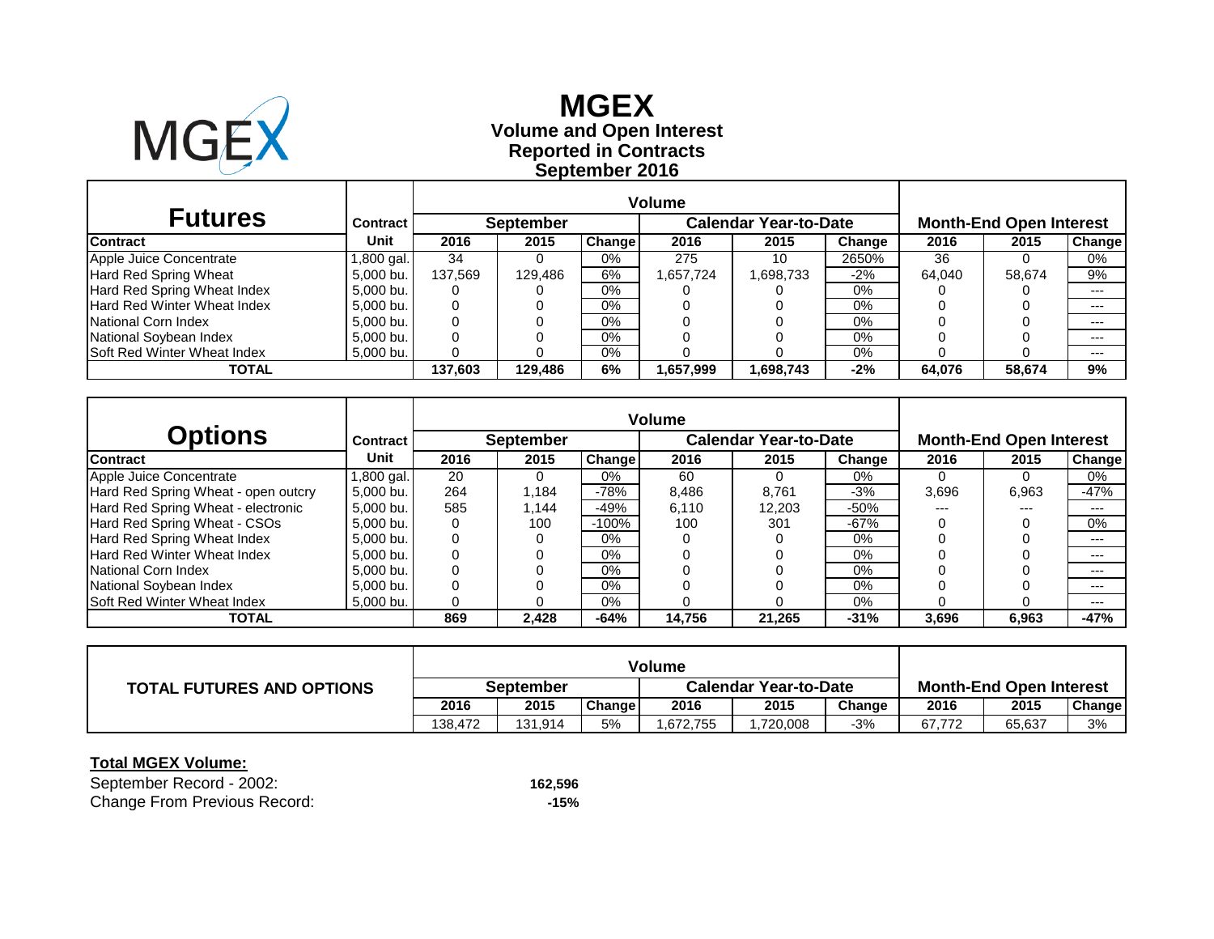# MGEX

## Volume and Open Interest
## Reported in Contracts
## September 2016

| Futures | Contract | Volume | | | | | | Month-End Open Interest | | |
|---|---|---|---|---|---|---|---|---|---|---|
| | | September | | | Calendar Year-to-Date | | | | | |
| Contract | Unit | 2016 | 2015 | Change | 2016 | 2015 | Change | 2016 | 2015 | Change |
| Apple Juice Concentrate | 1,800 gal. | 34 | 0 | 0% | 275 | 10 | 2650% | 36 | 0 | 0% |
| Hard Red Spring Wheat | 5,000 bu. | 137,569 | 129,486 | 6% | 1,657,724 | 1,698,733 | -2% | 64,040 | 58,674 | 9% |
| Hard Red Spring Wheat Index | 5,000 bu. | 0 | 0 | 0% | 0 | 0 | 0% | 0 | 0 | --- |
| Hard Red Winter Wheat Index | 5,000 bu. | 0 | 0 | 0% | 0 | 0 | 0% | 0 | 0 | --- |
| National Corn Index | 5,000 bu. | 0 | 0 | 0% | 0 | 0 | 0% | 0 | 0 | --- |
| National Soybean Index | 5,000 bu. | 0 | 0 | 0% | 0 | 0 | 0% | 0 | 0 | --- |
| Soft Red Winter Wheat Index | 5,000 bu. | 0 | 0 | 0% | 0 | 0 | 0% | 0 | 0 | --- |
| **TOTAL** | | **137,603** | **129,486** | **6%** | **1,657,999** | **1,698,743** | **-2%** | **64,076** | **58,674** | **9%** |

| Options | Contract | Volume | | | | | | Month-End Open Interest | | |
|---|---|---|---|---|---|---|---|---|---|---|
| | | September | | | Calendar Year-to-Date | | | | | |
| Contract | Unit | 2016 | 2015 | Change | 2016 | 2015 | Change | 2016 | 2015 | Change |
| Apple Juice Concentrate | 1,800 gal. | 20 | 0 | 0% | 60 | 0 | 0% | 0 | 0 | 0% |
| Hard Red Spring Wheat - open outcry | 5,000 bu. | 264 | 1,184 | -78% | 8,486 | 8,761 | -3% | 3,696 | 6,963 | -47% |
| Hard Red Spring Wheat - electronic | 5,000 bu. | 585 | 1,144 | -49% | 6,110 | 12,203 | -50% | --- | --- | --- |
| Hard Red Spring Wheat - CSOs | 5,000 bu. | 0 | 100 | -100% | 100 | 301 | -67% | 0 | 0 | 0% |
| Hard Red Spring Wheat Index | 5,000 bu. | 0 | 0 | 0% | 0 | 0 | 0% | 0 | 0 | --- |
| Hard Red Winter Wheat Index | 5,000 bu. | 0 | 0 | 0% | 0 | 0 | 0% | 0 | 0 | --- |
| National Corn Index | 5,000 bu. | 0 | 0 | 0% | 0 | 0 | 0% | 0 | 0 | --- |
| National Soybean Index | 5,000 bu. | 0 | 0 | 0% | 0 | 0 | 0% | 0 | 0 | --- |
| Soft Red Winter Wheat Index | 5,000 bu. | 0 | 0 | 0% | 0 | 0 | 0% | 0 | 0 | --- |
| **TOTAL** | | **869** | **2,428** | **-64%** | **14,756** | **21,265** | **-31%** | **3,696** | **6,963** | **-47%** |

| TOTAL FUTURES AND OPTIONS | Volume | | | | | | Month-End Open Interest | | |
|---|---|---|---|---|---|---|---|---|---|
| | September | | | Calendar Year-to-Date | | | | | |
| | 2016 | 2015 | Change | 2016 | 2015 | Change | 2016 | 2015 | Change |
| | 138,472 | 131,914 | 5% | 1,672,755 | 1,720,008 | -3% | 67,772 | 65,637 | 3% |

**Total MGEX Volume:**

September Record - 2002: **162,596**

Change From Previous Record: **-15%**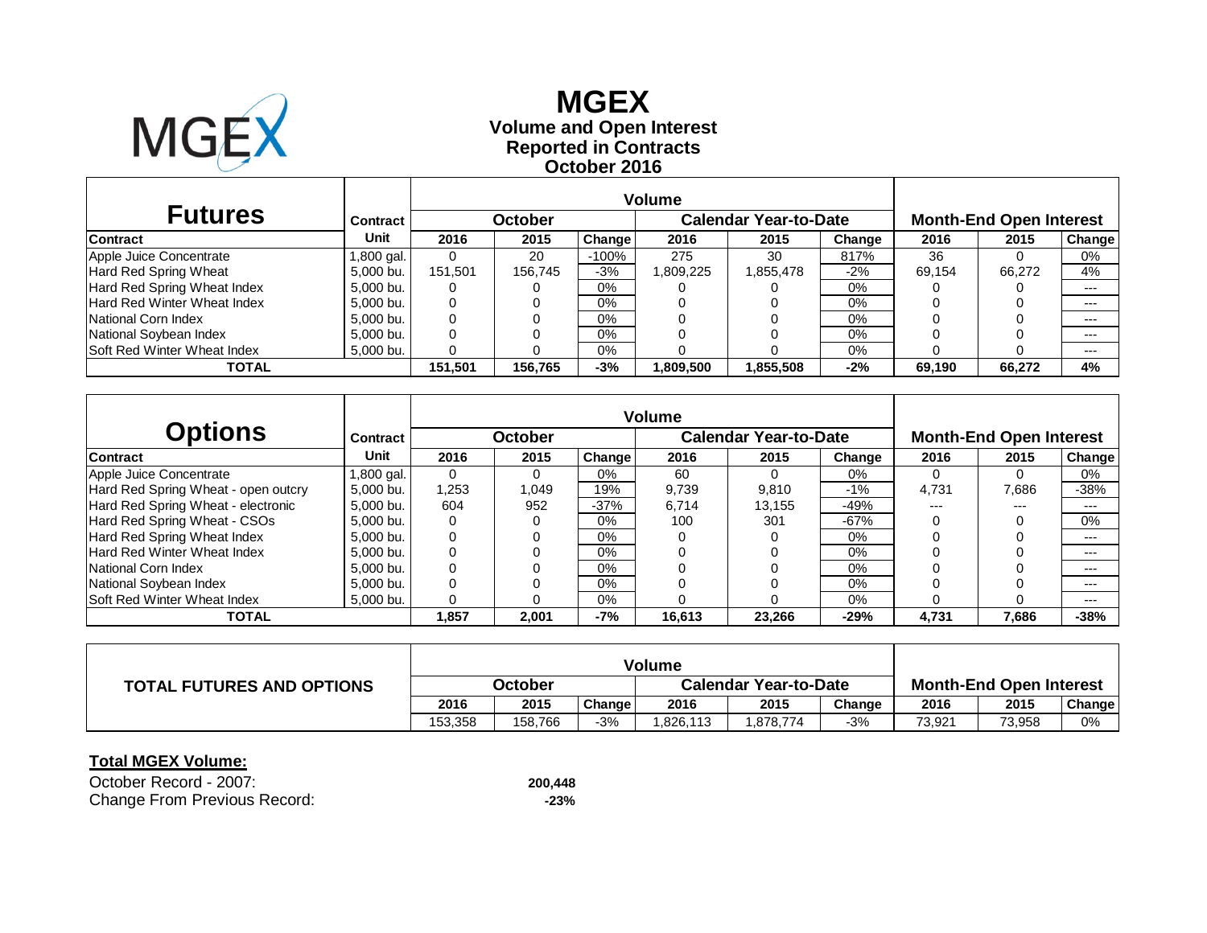# MGEX

**Volume and Open Interest**
**Reported in Contracts**
**October 2016**

| Futures | Contract | Volume | | | | | | Month-End Open Interest | | |
|---|---|---|---|---|---|---|---|---|---|---|
| | | October | | | Calendar Year-to-Date | | | | | |
| Contract | Unit | 2016 | 2015 | Change | 2016 | 2015 | Change | 2016 | 2015 | Change |
| Apple Juice Concentrate | 1,800 gal. | 0 | 20 | -100% | 275 | 30 | 817% | 36 | 0 | 0% |
| Hard Red Spring Wheat | 5,000 bu. | 151,501 | 156,745 | -3% | 1,809,225 | 1,855,478 | -2% | 69,154 | 66,272 | 4% |
| Hard Red Spring Wheat Index | 5,000 bu. | 0 | 0 | 0% | 0 | 0 | 0% | 0 | 0 | --- |
| Hard Red Winter Wheat Index | 5,000 bu. | 0 | 0 | 0% | 0 | 0 | 0% | 0 | 0 | --- |
| National Corn Index | 5,000 bu. | 0 | 0 | 0% | 0 | 0 | 0% | 0 | 0 | --- |
| National Soybean Index | 5,000 bu. | 0 | 0 | 0% | 0 | 0 | 0% | 0 | 0 | --- |
| Soft Red Winter Wheat Index | 5,000 bu. | 0 | 0 | 0% | 0 | 0 | 0% | 0 | 0 | --- |
| **TOTAL** | | **151,501** | **156,765** | **-3%** | **1,809,500** | **1,855,508** | **-2%** | **69,190** | **66,272** | **4%** |

| Options | Contract | Volume | | | | | | Month-End Open Interest | | |
|---|---|---|---|---|---|---|---|---|---|---|
| | | October | | | Calendar Year-to-Date | | | | | |
| Contract | Unit | 2016 | 2015 | Change | 2016 | 2015 | Change | 2016 | 2015 | Change |
| Apple Juice Concentrate | 1,800 gal. | 0 | 0 | 0% | 60 | 0 | 0% | 0 | 0 | 0% |
| Hard Red Spring Wheat - open outcry | 5,000 bu. | 1,253 | 1,049 | 19% | 9,739 | 9,810 | -1% | 4,731 | 7,686 | -38% |
| Hard Red Spring Wheat - electronic | 5,000 bu. | 604 | 952 | -37% | 6,714 | 13,155 | -49% | --- | --- | --- |
| Hard Red Spring Wheat - CSOs | 5,000 bu. | 0 | 0 | 0% | 100 | 301 | -67% | 0 | 0 | 0% |
| Hard Red Spring Wheat Index | 5,000 bu. | 0 | 0 | 0% | 0 | 0 | 0% | 0 | 0 | --- |
| Hard Red Winter Wheat Index | 5,000 bu. | 0 | 0 | 0% | 0 | 0 | 0% | 0 | 0 | --- |
| National Corn Index | 5,000 bu. | 0 | 0 | 0% | 0 | 0 | 0% | 0 | 0 | --- |
| National Soybean Index | 5,000 bu. | 0 | 0 | 0% | 0 | 0 | 0% | 0 | 0 | --- |
| Soft Red Winter Wheat Index | 5,000 bu. | 0 | 0 | 0% | 0 | 0 | 0% | 0 | 0 | --- |
| **TOTAL** | | **1,857** | **2,001** | **-7%** | **16,613** | **23,266** | **-29%** | **4,731** | **7,686** | **-38%** |

| TOTAL FUTURES AND OPTIONS | Volume | | | | | | Month-End Open Interest | | |
|---|---|---|---|---|---|---|---|---|---|
| | October | | | Calendar Year-to-Date | | | | | |
| | 2016 | 2015 | Change | 2016 | 2015 | Change | 2016 | 2015 | Change |
| | 153,358 | 158,766 | -3% | 1,826,113 | 1,878,774 | -3% | 73,921 | 73,958 | 0% |

**Total MGEX Volume:**

| | |
|---|---|
| October Record - 2007: | **200,448** |
| Change From Previous Record: | **-23%** |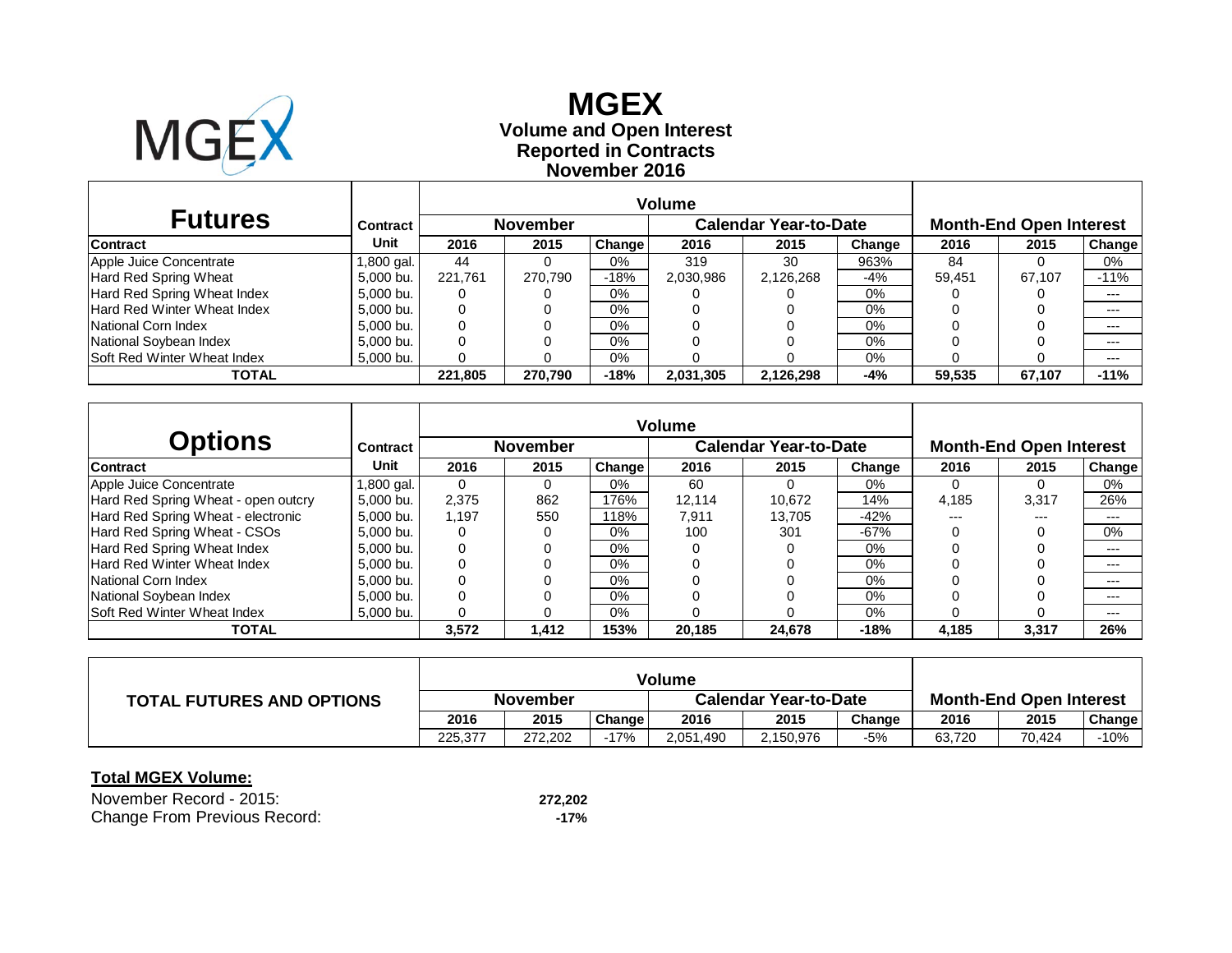# MGEX

**Volume and Open Interest**
**Reported in Contracts**
**November 2016**

| Futures | Contract | Volume | | | | | | Month-End Open Interest | | |
|---|---|---|---|---|---|---|---|---|---|---|
| | | November | | | Calendar Year-to-Date | | | | | |
| Contract | Unit | 2016 | 2015 | Change | 2016 | 2015 | Change | 2016 | 2015 | Change |
| Apple Juice Concentrate | 1,800 gal. | 44 | 0 | 0% | 319 | 30 | 963% | 84 | 0 | 0% |
| Hard Red Spring Wheat | 5,000 bu. | 221,761 | 270,790 | -18% | 2,030,986 | 2,126,268 | -4% | 59,451 | 67,107 | -11% |
| Hard Red Spring Wheat Index | 5,000 bu. | 0 | 0 | 0% | 0 | 0 | 0% | 0 | 0 | --- |
| Hard Red Winter Wheat Index | 5,000 bu. | 0 | 0 | 0% | 0 | 0 | 0% | 0 | 0 | --- |
| National Corn Index | 5,000 bu. | 0 | 0 | 0% | 0 | 0 | 0% | 0 | 0 | --- |
| National Soybean Index | 5,000 bu. | 0 | 0 | 0% | 0 | 0 | 0% | 0 | 0 | --- |
| Soft Red Winter Wheat Index | 5,000 bu. | 0 | 0 | 0% | 0 | 0 | 0% | 0 | 0 | --- |
| **TOTAL** | | **221,805** | **270,790** | **-18%** | **2,031,305** | **2,126,298** | **-4%** | **59,535** | **67,107** | **-11%** |

| Options | Contract | Volume | | | | | | Month-End Open Interest | | |
|---|---|---|---|---|---|---|---|---|---|---|
| | | November | | | Calendar Year-to-Date | | | | | |
| Contract | Unit | 2016 | 2015 | Change | 2016 | 2015 | Change | 2016 | 2015 | Change |
| Apple Juice Concentrate | 1,800 gal. | 0 | 0 | 0% | 60 | 0 | 0% | 0 | 0 | 0% |
| Hard Red Spring Wheat - open outcry | 5,000 bu. | 2,375 | 862 | 176% | 12,114 | 10,672 | 14% | 4,185 | 3,317 | 26% |
| Hard Red Spring Wheat - electronic | 5,000 bu. | 1,197 | 550 | 118% | 7,911 | 13,705 | -42% | --- | --- | --- |
| Hard Red Spring Wheat - CSOs | 5,000 bu. | 0 | 0 | 0% | 100 | 301 | -67% | 0 | 0 | 0% |
| Hard Red Spring Wheat Index | 5,000 bu. | 0 | 0 | 0% | 0 | 0 | 0% | 0 | 0 | --- |
| Hard Red Winter Wheat Index | 5,000 bu. | 0 | 0 | 0% | 0 | 0 | 0% | 0 | 0 | --- |
| National Corn Index | 5,000 bu. | 0 | 0 | 0% | 0 | 0 | 0% | 0 | 0 | --- |
| National Soybean Index | 5,000 bu. | 0 | 0 | 0% | 0 | 0 | 0% | 0 | 0 | --- |
| Soft Red Winter Wheat Index | 5,000 bu. | 0 | 0 | 0% | 0 | 0 | 0% | 0 | 0 | --- |
| **TOTAL** | | **3,572** | **1,412** | **153%** | **20,185** | **24,678** | **-18%** | **4,185** | **3,317** | **26%** |

| TOTAL FUTURES AND OPTIONS | Volume | | | | | | Month-End Open Interest | | |
|---|---|---|---|---|---|---|---|---|---|
| | November | | | Calendar Year-to-Date | | | | | |
| | 2016 | 2015 | Change | 2016 | 2015 | Change | 2016 | 2015 | Change |
| | 225,377 | 272,202 | -17% | 2,051,490 | 2,150,976 | -5% | 63,720 | 70,424 | -10% |

**Total MGEX Volume:**

November Record - 2015: **272,202**
Change From Previous Record: **-17%**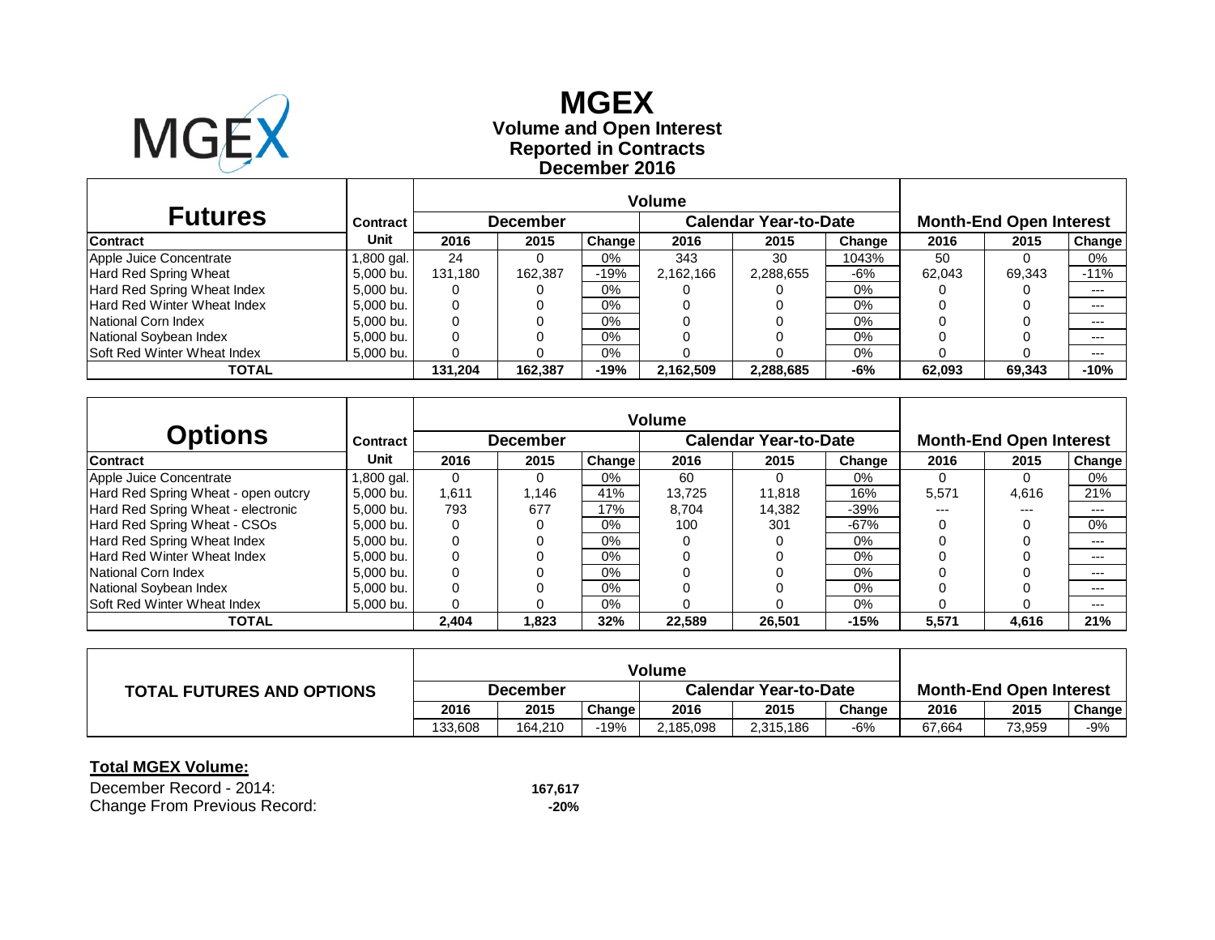# MGEX

## Volume and Open Interest
## Reported in Contracts
## December 2016

| Futures | Contract | Volume | | | | | | Month-End Open Interest | | |
|---|---|---|---|---|---|---|---|---|---|---|
| | | December | | | Calendar Year-to-Date | | | | | |
| Contract | Unit | 2016 | 2015 | Change | 2016 | 2015 | Change | 2016 | 2015 | Change |
| Apple Juice Concentrate | 1,800 gal. | 24 | 0 | 0% | 343 | 30 | 1043% | 50 | 0 | 0% |
| Hard Red Spring Wheat | 5,000 bu. | 131,180 | 162,387 | -19% | 2,162,166 | 2,288,655 | -6% | 62,043 | 69,343 | -11% |
| Hard Red Spring Wheat Index | 5,000 bu. | 0 | 0 | 0% | 0 | 0 | 0% | 0 | 0 | --- |
| Hard Red Winter Wheat Index | 5,000 bu. | 0 | 0 | 0% | 0 | 0 | 0% | 0 | 0 | --- |
| National Corn Index | 5,000 bu. | 0 | 0 | 0% | 0 | 0 | 0% | 0 | 0 | --- |
| National Soybean Index | 5,000 bu. | 0 | 0 | 0% | 0 | 0 | 0% | 0 | 0 | --- |
| Soft Red Winter Wheat Index | 5,000 bu. | 0 | 0 | 0% | 0 | 0 | 0% | 0 | 0 | --- |
| **TOTAL** | | **131,204** | **162,387** | **-19%** | **2,162,509** | **2,288,685** | **-6%** | **62,093** | **69,343** | **-10%** |

| Options | Contract | Volume | | | | | | Month-End Open Interest | | |
|---|---|---|---|---|---|---|---|---|---|---|
| | | December | | | Calendar Year-to-Date | | | | | |
| Contract | Unit | 2016 | 2015 | Change | 2016 | 2015 | Change | 2016 | 2015 | Change |
| Apple Juice Concentrate | 1,800 gal. | 0 | 0 | 0% | 60 | 0 | 0% | 0 | 0 | 0% |
| Hard Red Spring Wheat - open outcry | 5,000 bu. | 1,611 | 1,146 | 41% | 13,725 | 11,818 | 16% | 5,571 | 4,616 | 21% |
| Hard Red Spring Wheat - electronic | 5,000 bu. | 793 | 677 | 17% | 8,704 | 14,382 | -39% | --- | --- | --- |
| Hard Red Spring Wheat - CSOs | 5,000 bu. | 0 | 0 | 0% | 100 | 301 | -67% | 0 | 0 | 0% |
| Hard Red Spring Wheat Index | 5,000 bu. | 0 | 0 | 0% | 0 | 0 | 0% | 0 | 0 | --- |
| Hard Red Winter Wheat Index | 5,000 bu. | 0 | 0 | 0% | 0 | 0 | 0% | 0 | 0 | --- |
| National Corn Index | 5,000 bu. | 0 | 0 | 0% | 0 | 0 | 0% | 0 | 0 | --- |
| National Soybean Index | 5,000 bu. | 0 | 0 | 0% | 0 | 0 | 0% | 0 | 0 | --- |
| Soft Red Winter Wheat Index | 5,000 bu. | 0 | 0 | 0% | 0 | 0 | 0% | 0 | 0 | --- |
| **TOTAL** | | **2,404** | **1,823** | **32%** | **22,589** | **26,501** | **-15%** | **5,571** | **4,616** | **21%** |

| TOTAL FUTURES AND OPTIONS | Volume | | | | | | Month-End Open Interest | | |
|---|---|---|---|---|---|---|---|---|---|
| | December | | | Calendar Year-to-Date | | | | | |
| | 2016 | 2015 | Change | 2016 | 2015 | Change | 2016 | 2015 | Change |
| | 133,608 | 164,210 | -19% | 2,185,098 | 2,315,186 | -6% | 67,664 | 73,959 | -9% |

**Total MGEX Volume:**

December Record - 2014: **167,617**

Change From Previous Record: **-20%**